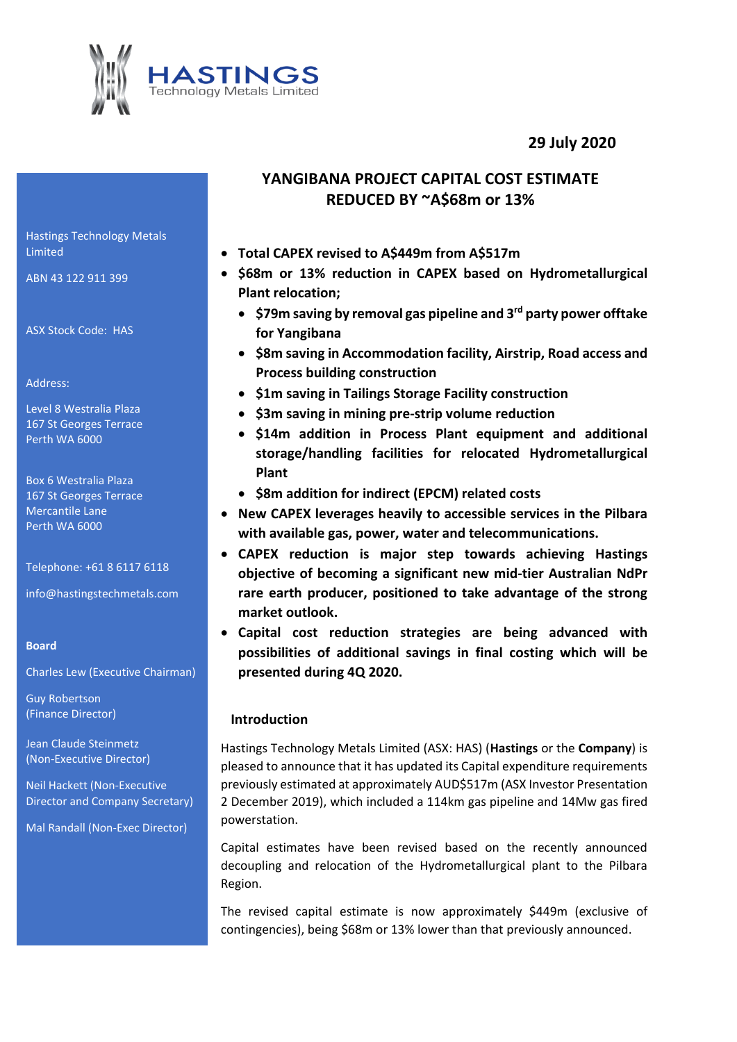**HASTINGS** Technology Metals Limited

**29 July 2020**

Hastings Technology Metals Limited

ABN 43 122 911 399

ASX Stock Code: HAS

Address:

Level 8 Westralia Plaza
167 St Georges Terrace
Perth WA 6000

Box 6 Westralia Plaza
167 St Georges Terrace
Mercantile Lane
Perth WA 6000

Telephone: +61 8 6117 6118

info@hastingstechmetals.com

**Board**

Charles Lew (Executive Chairman)

Guy Robertson
(Finance Director)

Jean Claude Steinmetz
(Non-Executive Director)

Neil Hackett (Non-Executive Director and Company Secretary)

Mal Randall (Non-Exec Director)

# YANGIBANA PROJECT CAPITAL COST ESTIMATE REDUCED BY ~A$68m or 13%

- **Total CAPEX revised to A$449m from A$517m**
- **$68m or 13% reduction in CAPEX based on Hydrometallurgical Plant relocation;**
  - **$79m saving by removal gas pipeline and 3rd party power offtake for Yangibana**
  - **$8m saving in Accommodation facility, Airstrip, Road access and Process building construction**
  - **$1m saving in Tailings Storage Facility construction**
  - **$3m saving in mining pre-strip volume reduction**
  - **$14m addition in Process Plant equipment and additional storage/handling facilities for relocated Hydrometallurgical Plant**
  - **$8m addition for indirect (EPCM) related costs**
- **New CAPEX leverages heavily to accessible services in the Pilbara with available gas, power, water and telecommunications.**
- **CAPEX reduction is major step towards achieving Hastings objective of becoming a significant new mid-tier Australian NdPr rare earth producer, positioned to take advantage of the strong market outlook.**
- **Capital cost reduction strategies are being advanced with possibilities of additional savings in final costing which will be presented during 4Q 2020.**

## Introduction

Hastings Technology Metals Limited (ASX: HAS) (**Hastings** or the **Company**) is pleased to announce that it has updated its Capital expenditure requirements previously estimated at approximately AUD$517m (ASX Investor Presentation 2 December 2019), which included a 114km gas pipeline and 14Mw gas fired powerstation.

Capital estimates have been revised based on the recently announced decoupling and relocation of the Hydrometallurgical plant to the Pilbara Region.

The revised capital estimate is now approximately $449m (exclusive of contingencies), being $68m or 13% lower than that previously announced.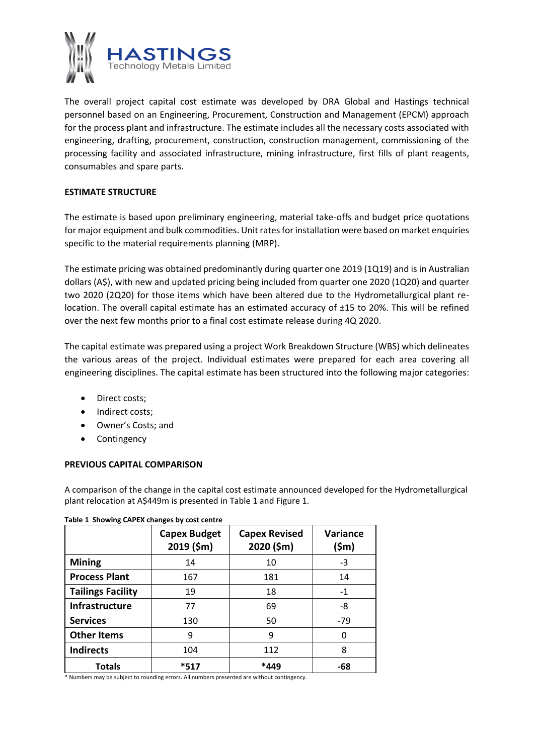The overall project capital cost estimate was developed by DRA Global and Hastings technical personnel based on an Engineering, Procurement, Construction and Management (EPCM) approach for the process plant and infrastructure. The estimate includes all the necessary costs associated with engineering, drafting, procurement, construction, construction management, commissioning of the processing facility and associated infrastructure, mining infrastructure, first fills of plant reagents, consumables and spare parts.

**ESTIMATE STRUCTURE**

The estimate is based upon preliminary engineering, material take-offs and budget price quotations for major equipment and bulk commodities. Unit rates for installation were based on market enquiries specific to the material requirements planning (MRP).

The estimate pricing was obtained predominantly during quarter one 2019 (1Q19) and is in Australian dollars (A$), with new and updated pricing being included from quarter one 2020 (1Q20) and quarter two 2020 (2Q20) for those items which have been altered due to the Hydrometallurgical plant re-location. The overall capital estimate has an estimated accuracy of ±15 to 20%. This will be refined over the next few months prior to a final cost estimate release during 4Q 2020.

The capital estimate was prepared using a project Work Breakdown Structure (WBS) which delineates the various areas of the project. Individual estimates were prepared for each area covering all engineering disciplines. The capital estimate has been structured into the following major categories:

- Direct costs;
- Indirect costs;
- Owner's Costs; and
- Contingency

**PREVIOUS CAPITAL COMPARISON**

A comparison of the change in the capital cost estimate announced developed for the Hydrometallurgical plant relocation at A$449m is presented in Table 1 and Figure 1.

**Table 1 Showing CAPEX changes by cost centre**

| | Capex Budget 2019 ($m) | Capex Revised 2020 ($m) | Variance ($m) |
|---|---|---|---|
| **Mining** | 14 | 10 | -3 |
| **Process Plant** | 167 | 181 | 14 |
| **Tailings Facility** | 19 | 18 | -1 |
| **Infrastructure** | 77 | 69 | -8 |
| **Services** | 130 | 50 | -79 |
| **Other Items** | 9 | 9 | 0 |
| **Indirects** | 104 | 112 | 8 |
| **Totals** | ***517** | ***449** | **-68** |

* Numbers may be subject to rounding errors. All numbers presented are without contingency.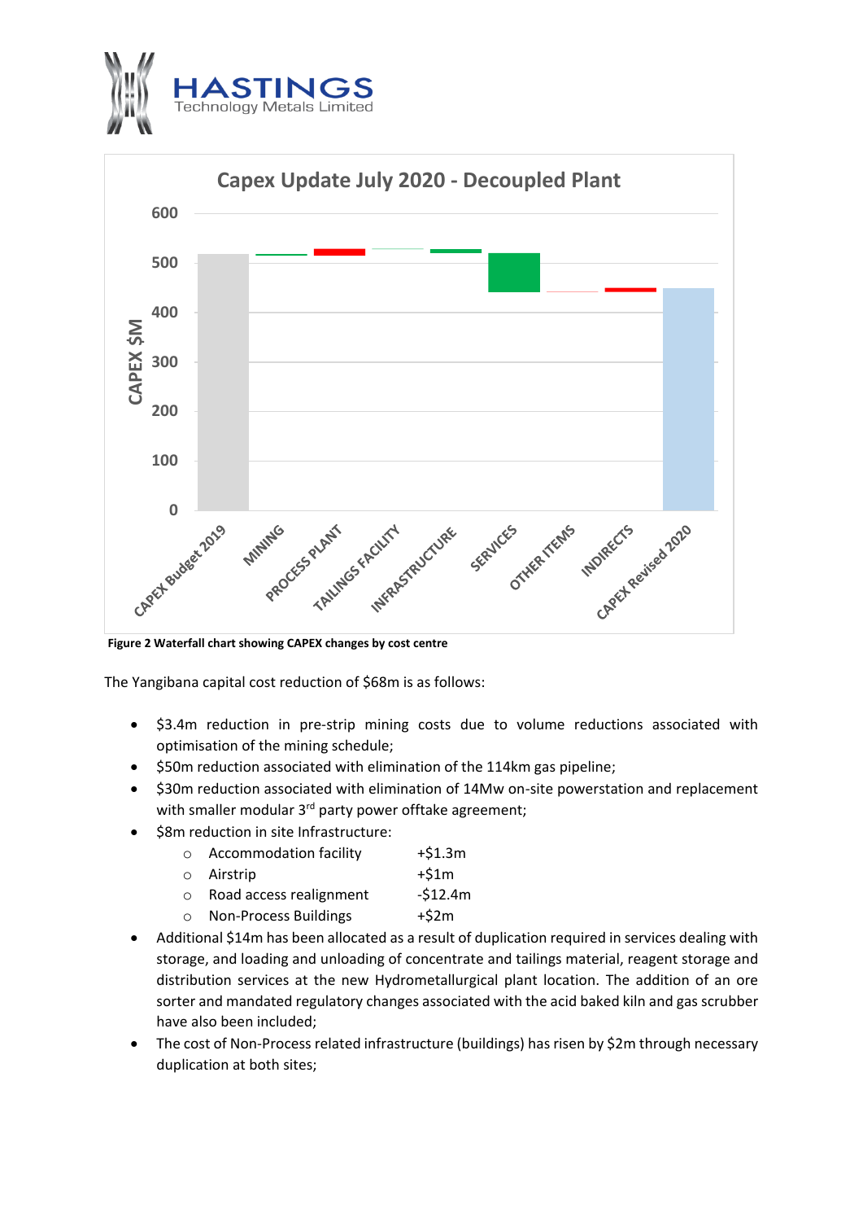Figure 2 Waterfall chart showing CAPEX changes by cost centre

The Yangibana capital cost reduction of $68m is as follows:

- $3.4m reduction in pre-strip mining costs due to volume reductions associated with optimisation of the mining schedule;
- $50m reduction associated with elimination of the 114km gas pipeline;
- $30m reduction associated with elimination of 14Mw on-site powerstation and replacement with smaller modular 3rd party power offtake agreement;
- $8m reduction in site Infrastructure:
  - Accommodation facility +$1.3m
  - Airstrip +$1m
  - Road access realignment -$12.4m
  - Non-Process Buildings +$2m
- Additional $14m has been allocated as a result of duplication required in services dealing with storage, and loading and unloading of concentrate and tailings material, reagent storage and distribution services at the new Hydrometallurgical plant location. The addition of an ore sorter and mandated regulatory changes associated with the acid baked kiln and gas scrubber have also been included;
- The cost of Non-Process related infrastructure (buildings) has risen by $2m through necessary duplication at both sites;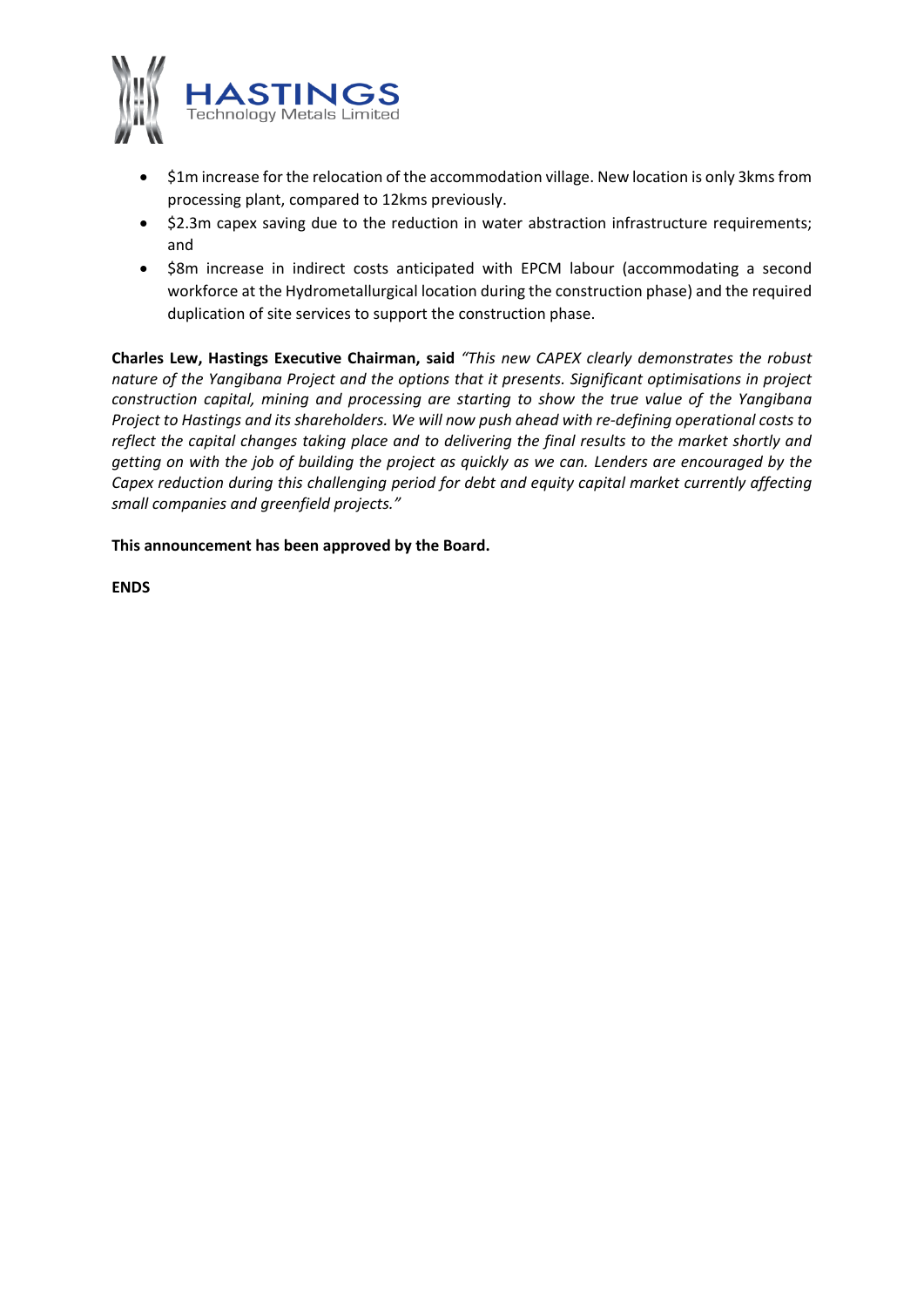- $1m increase for the relocation of the accommodation village. New location is only 3kms from processing plant, compared to 12kms previously.
- $2.3m capex saving due to the reduction in water abstraction infrastructure requirements; and
- $8m increase in indirect costs anticipated with EPCM labour (accommodating a second workforce at the Hydrometallurgical location during the construction phase) and the required duplication of site services to support the construction phase.

**Charles Lew, Hastings Executive Chairman, said** *"This new CAPEX clearly demonstrates the robust nature of the Yangibana Project and the options that it presents. Significant optimisations in project construction capital, mining and processing are starting to show the true value of the Yangibana Project to Hastings and its shareholders. We will now push ahead with re-defining operational costs to reflect the capital changes taking place and to delivering the final results to the market shortly and getting on with the job of building the project as quickly as we can. Lenders are encouraged by the Capex reduction during this challenging period for debt and equity capital market currently affecting small companies and greenfield projects."*

**This announcement has been approved by the Board.**

**ENDS**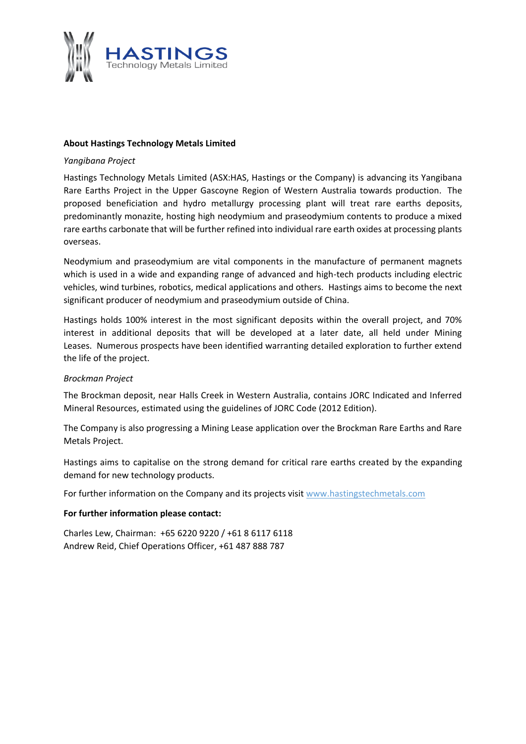**About Hastings Technology Metals Limited**

*Yangibana Project*

Hastings Technology Metals Limited (ASX:HAS, Hastings or the Company) is advancing its Yangibana Rare Earths Project in the Upper Gascoyne Region of Western Australia towards production. The proposed beneficiation and hydro metallurgy processing plant will treat rare earths deposits, predominantly monazite, hosting high neodymium and praseodymium contents to produce a mixed rare earths carbonate that will be further refined into individual rare earth oxides at processing plants overseas.

Neodymium and praseodymium are vital components in the manufacture of permanent magnets which is used in a wide and expanding range of advanced and high-tech products including electric vehicles, wind turbines, robotics, medical applications and others. Hastings aims to become the next significant producer of neodymium and praseodymium outside of China.

Hastings holds 100% interest in the most significant deposits within the overall project, and 70% interest in additional deposits that will be developed at a later date, all held under Mining Leases. Numerous prospects have been identified warranting detailed exploration to further extend the life of the project.

*Brockman Project*

The Brockman deposit, near Halls Creek in Western Australia, contains JORC Indicated and Inferred Mineral Resources, estimated using the guidelines of JORC Code (2012 Edition).

The Company is also progressing a Mining Lease application over the Brockman Rare Earths and Rare Metals Project.

Hastings aims to capitalise on the strong demand for critical rare earths created by the expanding demand for new technology products.

For further information on the Company and its projects visit www.hastingstechmetals.com

**For further information please contact:**

Charles Lew, Chairman: +65 6220 9220 / +61 8 6117 6118
Andrew Reid, Chief Operations Officer, +61 487 888 787